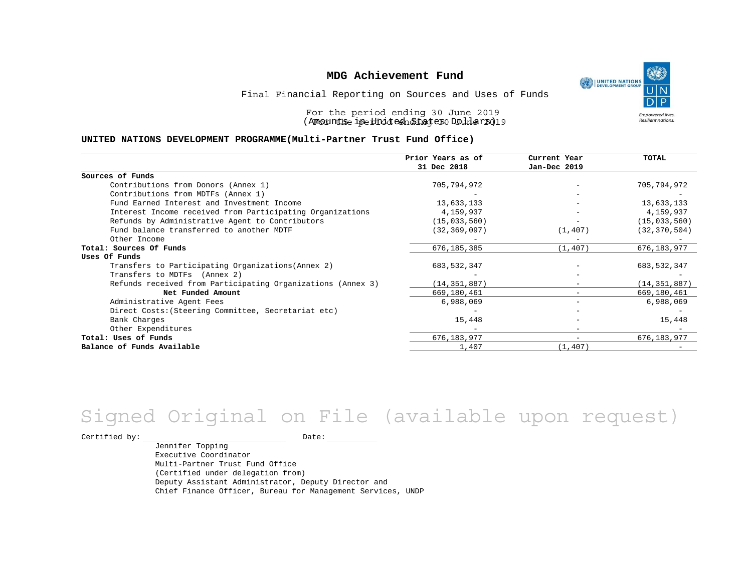# MDG Achievement Fund

Final Financial Reporting on Sources and Uses of Funds

For the period ending 30 June 2019

(Amounts in United States Dollars)

## UNITED NATIONS DEVELOPMENT PROGRAMME(Multi-Partner Trust Fund Office)

| | Prior Years as of 31 Dec 2018 | Current Year Jan-Dec 2019 | TOTAL |
|---|---|---|---|
| **Sources of Funds** | | | |
| Contributions from Donors (Annex 1) | 705,794,972 | - | 705,794,972 |
| Contributions from MDTFs (Annex 1) | - | - | - |
| Fund Earned Interest and Investment Income | 13,633,133 | - | 13,633,133 |
| Interest Income received from Participating Organizations | 4,159,937 | - | 4,159,937 |
| Refunds by Administrative Agent to Contributors | (15,033,560) | - | (15,033,560) |
| Fund balance transferred to another MDTF | (32,369,097) | (1,407) | (32,370,504) |
| Other Income | - | - | - |
| **Total: Sources Of Funds** | 676,185,385 | (1,407) | 676,183,977 |
| **Uses Of Funds** | | | |
| Transfers to Participating Organizations(Annex 2) | 683,532,347 | - | 683,532,347 |
| Transfers to MDTFs (Annex 2) | - | - | - |
| Refunds received from Participating Organizations (Annex 3) | (14,351,887) | - | (14,351,887) |
| **Net Funded Amount** | 669,180,461 | - | 669,180,461 |
| Administrative Agent Fees | 6,988,069 | - | 6,988,069 |
| Direct Costs:(Steering Committee, Secretariat etc) | - | - | - |
| Bank Charges | 15,448 | - | 15,448 |
| Other Expenditures | - | - | - |
| **Total: Uses of Funds** | 676,183,977 | - | 676,183,977 |
| **Balance of Funds Available** | 1,407 | (1,407) | - |

Signed Original on File (available upon request)

Certified by: ____________________ Date: __________

Jennifer Topping
Executive Coordinator
Multi-Partner Trust Fund Office
(Certified under delegation from)
Deputy Assistant Administrator, Deputy Director and
Chief Finance Officer, Bureau for Management Services, UNDP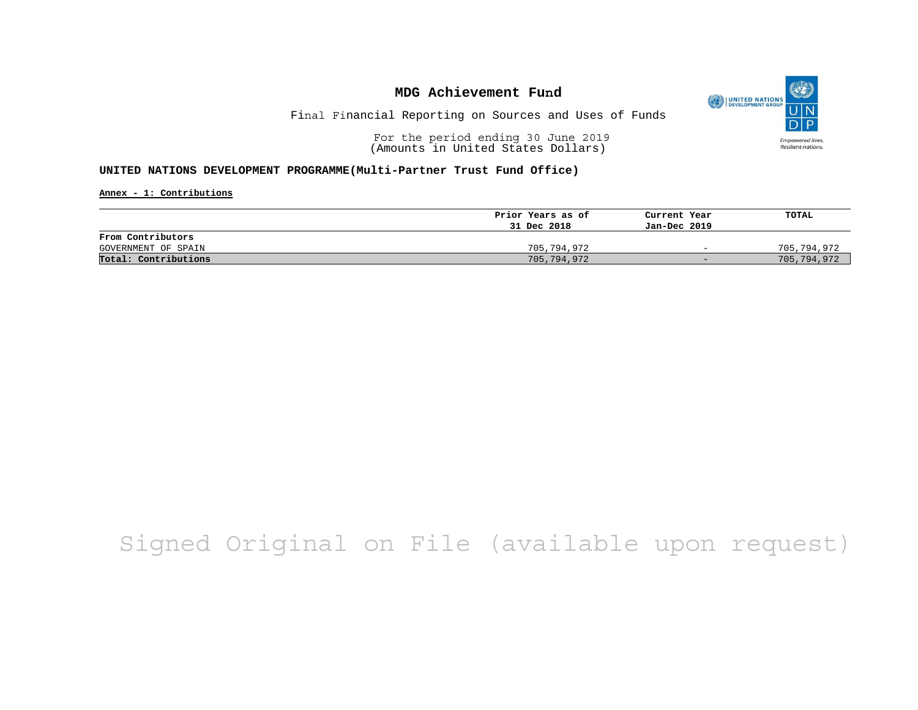# MDG Achievement Fund

Final Financial Reporting on Sources and Uses of Funds

For the period ending 30 June 2019
(Amounts in United States Dollars)

**UNITED NATIONS DEVELOPMENT PROGRAMME(Multi-Partner Trust Fund Office)**

**Annex - 1: Contributions**

| | Prior Years as of 31 Dec 2018 | Current Year Jan-Dec 2019 | TOTAL |
|---|---|---|---|
| **From Contributors** | | | |
| GOVERNMENT OF SPAIN | 705,794,972 | - | 705,794,972 |
| **Total: Contributions** | 705,794,972 | - | 705,794,972 |

Signed Original on File (available upon request)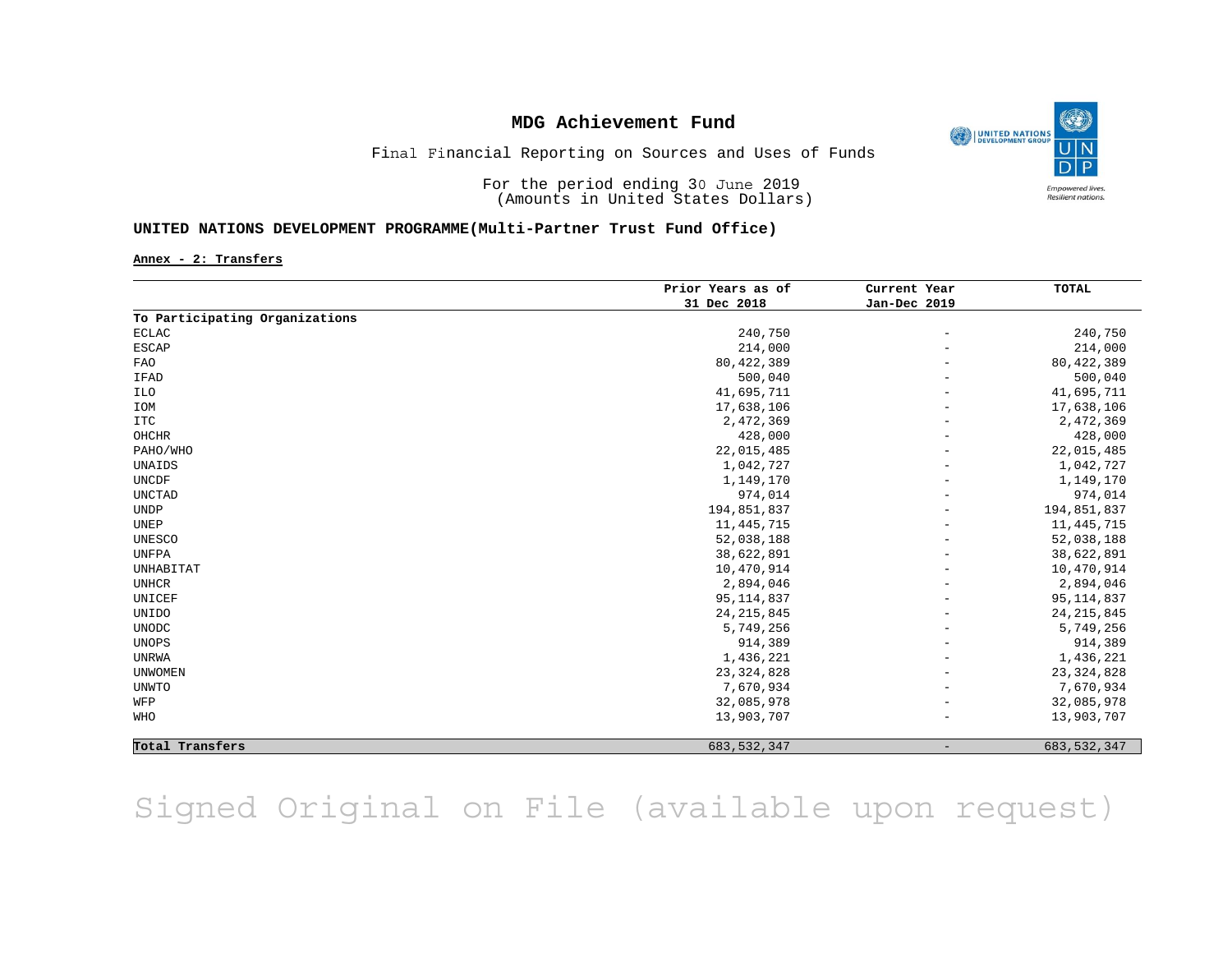# MDG Achievement Fund

Final Financial Reporting on Sources and Uses of Funds

For the period ending 30 June 2019
(Amounts in United States Dollars)

## UNITED NATIONS DEVELOPMENT PROGRAMME(Multi-Partner Trust Fund Office)

**Annex - 2: Transfers**

| | Prior Years as of 31 Dec 2018 | Current Year Jan-Dec 2019 | TOTAL |
|---|---|---|---|
| **To Participating Organizations** | | | |
| ECLAC | 240,750 | - | 240,750 |
| ESCAP | 214,000 | - | 214,000 |
| FAO | 80,422,389 | - | 80,422,389 |
| IFAD | 500,040 | - | 500,040 |
| ILO | 41,695,711 | - | 41,695,711 |
| IOM | 17,638,106 | - | 17,638,106 |
| ITC | 2,472,369 | - | 2,472,369 |
| OHCHR | 428,000 | - | 428,000 |
| PAHO/WHO | 22,015,485 | - | 22,015,485 |
| UNAIDS | 1,042,727 | - | 1,042,727 |
| UNCDF | 1,149,170 | - | 1,149,170 |
| UNCTAD | 974,014 | - | 974,014 |
| UNDP | 194,851,837 | - | 194,851,837 |
| UNEP | 11,445,715 | - | 11,445,715 |
| UNESCO | 52,038,188 | - | 52,038,188 |
| UNFPA | 38,622,891 | - | 38,622,891 |
| UNHABITAT | 10,470,914 | - | 10,470,914 |
| UNHCR | 2,894,046 | - | 2,894,046 |
| UNICEF | 95,114,837 | - | 95,114,837 |
| UNIDO | 24,215,845 | - | 24,215,845 |
| UNODC | 5,749,256 | - | 5,749,256 |
| UNOPS | 914,389 | - | 914,389 |
| UNRWA | 1,436,221 | - | 1,436,221 |
| UNWOMEN | 23,324,828 | - | 23,324,828 |
| UNWTO | 7,670,934 | - | 7,670,934 |
| WFP | 32,085,978 | - | 32,085,978 |
| WHO | 13,903,707 | - | 13,903,707 |
| **Total Transfers** | 683,532,347 | - | 683,532,347 |

Signed Original on File (available upon request)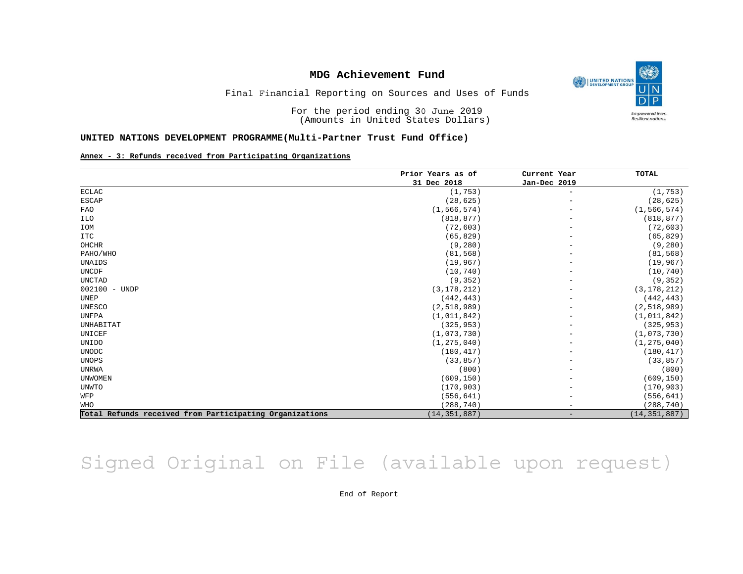# MDG Achievement Fund

Final Financial Reporting on Sources and Uses of Funds

For the period ending 30 June 2019
(Amounts in United States Dollars)

**UNITED NATIONS DEVELOPMENT PROGRAMME(Multi-Partner Trust Fund Office)**

**Annex - 3: Refunds received from Participating Organizations**

| | Prior Years as of 31 Dec 2018 | Current Year Jan-Dec 2019 | TOTAL |
|---|---|---|---|
| ECLAC | (1,753) | - | (1,753) |
| ESCAP | (28,625) | - | (28,625) |
| FAO | (1,566,574) | - | (1,566,574) |
| ILO | (818,877) | - | (818,877) |
| IOM | (72,603) | - | (72,603) |
| ITC | (65,829) | - | (65,829) |
| OHCHR | (9,280) | - | (9,280) |
| PAHO/WHO | (81,568) | - | (81,568) |
| UNAIDS | (19,967) | - | (19,967) |
| UNCDF | (10,740) | - | (10,740) |
| UNCTAD | (9,352) | - | (9,352) |
| 002100 - UNDP | (3,178,212) | - | (3,178,212) |
| UNEP | (442,443) | - | (442,443) |
| UNESCO | (2,518,989) | - | (2,518,989) |
| UNFPA | (1,011,842) | - | (1,011,842) |
| UNHABITAT | (325,953) | - | (325,953) |
| UNICEF | (1,073,730) | - | (1,073,730) |
| UNIDO | (1,275,040) | - | (1,275,040) |
| UNODC | (180,417) | - | (180,417) |
| UNOPS | (33,857) | - | (33,857) |
| UNRWA | (800) | - | (800) |
| UNWOMEN | (609,150) | - | (609,150) |
| UNWTO | (170,903) | - | (170,903) |
| WFP | (556,641) | - | (556,641) |
| WHO | (288,740) | - | (288,740) |
| **Total Refunds received from Participating Organizations** | (14,351,887) | - | (14,351,887) |

Signed Original on File (available upon request)

End of Report